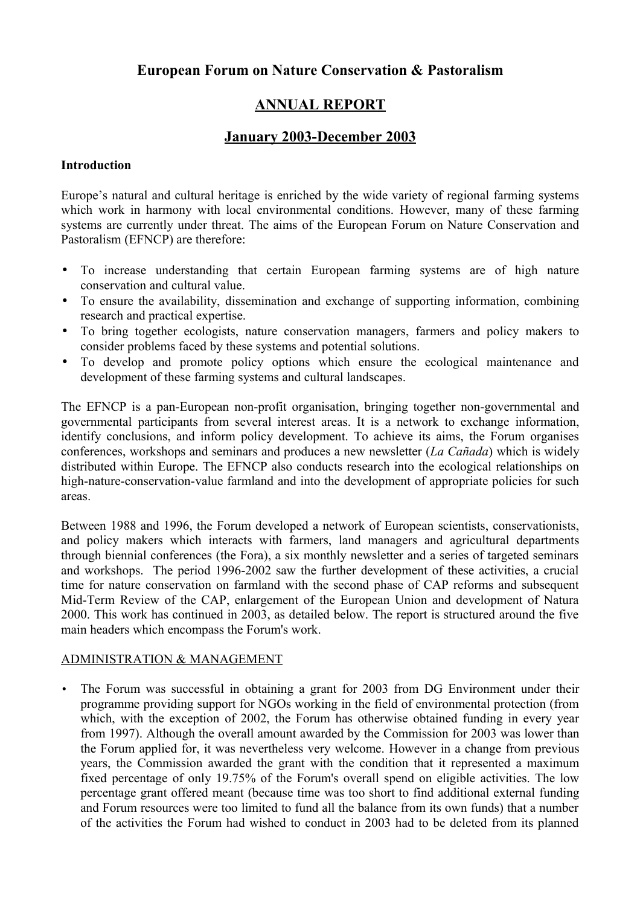# European Forum on Nature Conservation & Pastoralism

## ANNUAL REPORT

## January 2003-December 2003

**Introduction**

Europe's natural and cultural heritage is enriched by the wide variety of regional farming systems which work in harmony with local environmental conditions. However, many of these farming systems are currently under threat. The aims of the European Forum on Nature Conservation and Pastoralism (EFNCP) are therefore:

- To increase understanding that certain European farming systems are of high nature conservation and cultural value.
- To ensure the availability, dissemination and exchange of supporting information, combining research and practical expertise.
- To bring together ecologists, nature conservation managers, farmers and policy makers to consider problems faced by these systems and potential solutions.
- To develop and promote policy options which ensure the ecological maintenance and development of these farming systems and cultural landscapes.

The EFNCP is a pan-European non-profit organisation, bringing together non-governmental and governmental participants from several interest areas. It is a network to exchange information, identify conclusions, and inform policy development. To achieve its aims, the Forum organises conferences, workshops and seminars and produces a new newsletter (*La Cañada*) which is widely distributed within Europe. The EFNCP also conducts research into the ecological relationships on high-nature-conservation-value farmland and into the development of appropriate policies for such areas.

Between 1988 and 1996, the Forum developed a network of European scientists, conservationists, and policy makers which interacts with farmers, land managers and agricultural departments through biennial conferences (the Fora), a six monthly newsletter and a series of targeted seminars and workshops. The period 1996-2002 saw the further development of these activities, a crucial time for nature conservation on farmland with the second phase of CAP reforms and subsequent Mid-Term Review of the CAP, enlargement of the European Union and development of Natura 2000. This work has continued in 2003, as detailed below. The report is structured around the five main headers which encompass the Forum's work.

ADMINISTRATION & MANAGEMENT

- The Forum was successful in obtaining a grant for 2003 from DG Environment under their programme providing support for NGOs working in the field of environmental protection (from which, with the exception of 2002, the Forum has otherwise obtained funding in every year from 1997). Although the overall amount awarded by the Commission for 2003 was lower than the Forum applied for, it was nevertheless very welcome. However in a change from previous years, the Commission awarded the grant with the condition that it represented a maximum fixed percentage of only 19.75% of the Forum's overall spend on eligible activities. The low percentage grant offered meant (because time was too short to find additional external funding and Forum resources were too limited to fund all the balance from its own funds) that a number of the activities the Forum had wished to conduct in 2003 had to be deleted from its planned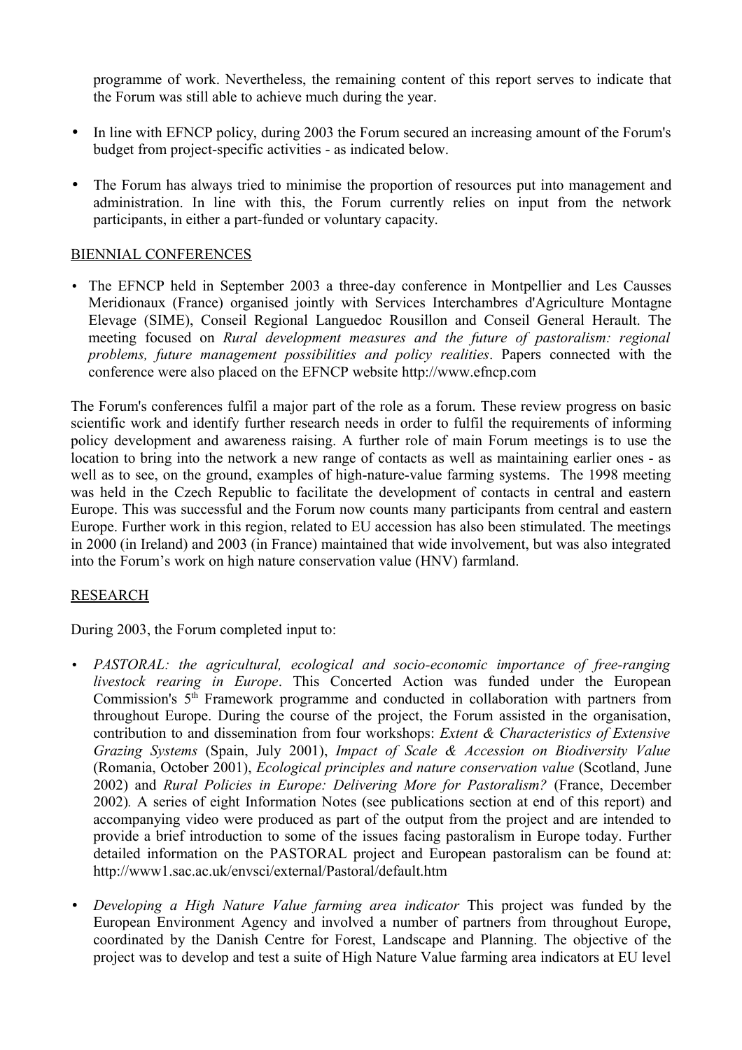programme of work. Nevertheless, the remaining content of this report serves to indicate that the Forum was still able to achieve much during the year.

- In line with EFNCP policy, during 2003 the Forum secured an increasing amount of the Forum's budget from project-specific activities - as indicated below.
- The Forum has always tried to minimise the proportion of resources put into management and administration. In line with this, the Forum currently relies on input from the network participants, in either a part-funded or voluntary capacity.

## BIENNIAL CONFERENCES

- The EFNCP held in September 2003 a three-day conference in Montpellier and Les Causses Meridionaux (France) organised jointly with Services Interchambres d'Agriculture Montagne Elevage (SIME), Conseil Regional Languedoc Rousillon and Conseil General Herault. The meeting focused on *Rural development measures and the future of pastoralism: regional problems, future management possibilities and policy realities*. Papers connected with the conference were also placed on the EFNCP website http://www.efncp.com

The Forum's conferences fulfil a major part of the role as a forum. These review progress on basic scientific work and identify further research needs in order to fulfil the requirements of informing policy development and awareness raising. A further role of main Forum meetings is to use the location to bring into the network a new range of contacts as well as maintaining earlier ones - as well as to see, on the ground, examples of high-nature-value farming systems. The 1998 meeting was held in the Czech Republic to facilitate the development of contacts in central and eastern Europe. This was successful and the Forum now counts many participants from central and eastern Europe. Further work in this region, related to EU accession has also been stimulated. The meetings in 2000 (in Ireland) and 2003 (in France) maintained that wide involvement, but was also integrated into the Forum's work on high nature conservation value (HNV) farmland.

## RESEARCH

During 2003, the Forum completed input to:

- *PASTORAL: the agricultural, ecological and socio-economic importance of free-ranging livestock rearing in Europe*. This Concerted Action was funded under the European Commission's 5th Framework programme and conducted in collaboration with partners from throughout Europe. During the course of the project, the Forum assisted in the organisation, contribution to and dissemination from four workshops: *Extent & Characteristics of Extensive Grazing Systems* (Spain, July 2001), *Impact of Scale & Accession on Biodiversity Value* (Romania, October 2001), *Ecological principles and nature conservation value* (Scotland, June 2002) and *Rural Policies in Europe: Delivering More for Pastoralism?* (France, December 2002). A series of eight Information Notes (see publications section at end of this report) and accompanying video were produced as part of the output from the project and are intended to provide a brief introduction to some of the issues facing pastoralism in Europe today. Further detailed information on the PASTORAL project and European pastoralism can be found at: http://www1.sac.ac.uk/envsci/external/Pastoral/default.htm
- *Developing a High Nature Value farming area indicator* This project was funded by the European Environment Agency and involved a number of partners from throughout Europe, coordinated by the Danish Centre for Forest, Landscape and Planning. The objective of the project was to develop and test a suite of High Nature Value farming area indicators at EU level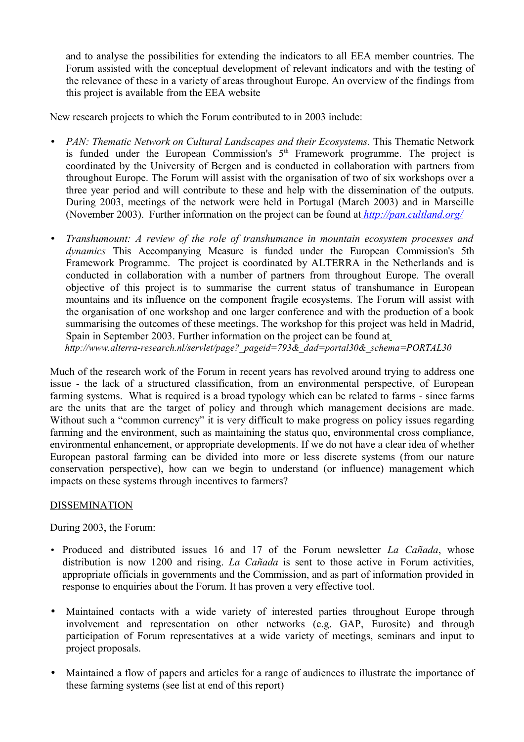and to analyse the possibilities for extending the indicators to all EEA member countries. The Forum assisted with the conceptual development of relevant indicators and with the testing of the relevance of these in a variety of areas throughout Europe. An overview of the findings from this project is available from the EEA website

New research projects to which the Forum contributed to in 2003 include:

- *PAN: Thematic Network on Cultural Landscapes and their Ecosystems.* This Thematic Network is funded under the European Commission's 5th Framework programme. The project is coordinated by the University of Bergen and is conducted in collaboration with partners from throughout Europe. The Forum will assist with the organisation of two of six workshops over a three year period and will contribute to these and help with the dissemination of the outputs. During 2003, meetings of the network were held in Portugal (March 2003) and in Marseille (November 2003). Further information on the project can be found at [http://pan.cultland.org/](http://pan.cultland.org/)

- *Transhumount: A review of the role of transhumance in mountain ecosystem processes and dynamics* This Accompanying Measure is funded under the European Commission's 5th Framework Programme. The project is coordinated by ALTERRA in the Netherlands and is conducted in collaboration with a number of partners from throughout Europe. The overall objective of this project is to summarise the current status of transhumance in European mountains and its influence on the component fragile ecosystems. The Forum will assist with the organisation of one workshop and one larger conference and with the production of a book summarising the outcomes of these meetings. The workshop for this project was held in Madrid, Spain in September 2003. Further information on the project can be found at *http://www.alterra-research.nl/servlet/page?_pageid=793&_dad=portal30&_schema=PORTAL30*

Much of the research work of the Forum in recent years has revolved around trying to address one issue - the lack of a structured classification, from an environmental perspective, of European farming systems. What is required is a broad typology which can be related to farms - since farms are the units that are the target of policy and through which management decisions are made. Without such a "common currency" it is very difficult to make progress on policy issues regarding farming and the environment, such as maintaining the status quo, environmental cross compliance, environmental enhancement, or appropriate developments. If we do not have a clear idea of whether European pastoral farming can be divided into more or less discrete systems (from our nature conservation perspective), how can we begin to understand (or influence) management which impacts on these systems through incentives to farmers?

## DISSEMINATION

During 2003, the Forum:

- Produced and distributed issues 16 and 17 of the Forum newsletter *La Cañada*, whose distribution is now 1200 and rising. *La Cañada* is sent to those active in Forum activities, appropriate officials in governments and the Commission, and as part of information provided in response to enquiries about the Forum. It has proven a very effective tool.

- Maintained contacts with a wide variety of interested parties throughout Europe through involvement and representation on other networks (e.g. GAP, Eurosite) and through participation of Forum representatives at a wide variety of meetings, seminars and input to project proposals.

- Maintained a flow of papers and articles for a range of audiences to illustrate the importance of these farming systems (see list at end of this report)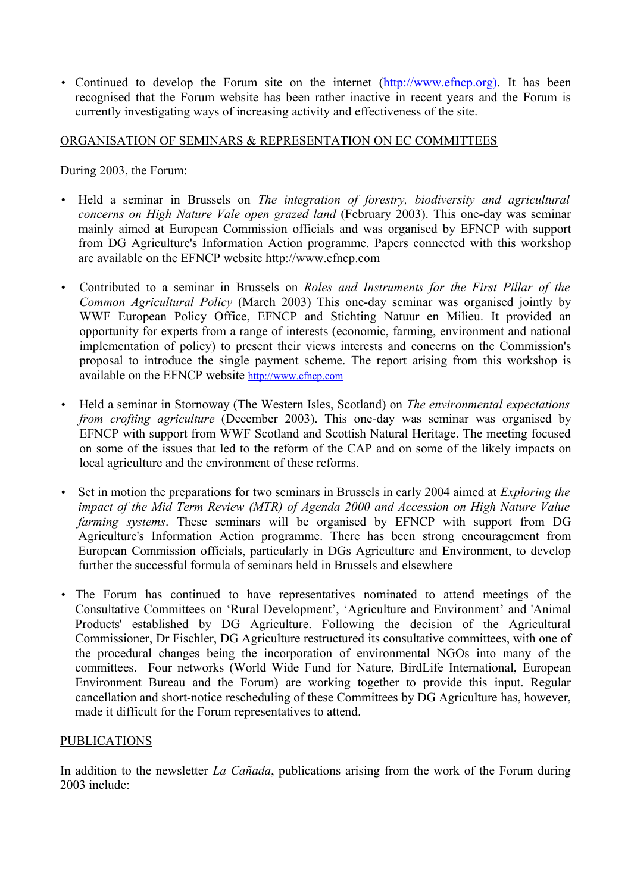- Continued to develop the Forum site on the internet (http://www.efncp.org). It has been recognised that the Forum website has been rather inactive in recent years and the Forum is currently investigating ways of increasing activity and effectiveness of the site.

<u>ORGANISATION OF SEMINARS & REPRESENTATION ON EC COMMITTEES</u>

During 2003, the Forum:

- Held a seminar in Brussels on *The integration of forestry, biodiversity and agricultural concerns on High Nature Vale open grazed land* (February 2003). This one-day was seminar mainly aimed at European Commission officials and was organised by EFNCP with support from DG Agriculture's Information Action programme. Papers connected with this workshop are available on the EFNCP website http://www.efncp.com

- Contributed to a seminar in Brussels on *Roles and Instruments for the First Pillar of the Common Agricultural Policy* (March 2003) This one-day seminar was organised jointly by WWF European Policy Office, EFNCP and Stichting Natuur en Milieu. It provided an opportunity for experts from a range of interests (economic, farming, environment and national implementation of policy) to present their views interests and concerns on the Commission's proposal to introduce the single payment scheme. The report arising from this workshop is available on the EFNCP website http://www.efncp.com

- Held a seminar in Stornoway (The Western Isles, Scotland) on *The environmental expectations from crofting agriculture* (December 2003). This one-day was seminar was organised by EFNCP with support from WWF Scotland and Scottish Natural Heritage. The meeting focused on some of the issues that led to the reform of the CAP and on some of the likely impacts on local agriculture and the environment of these reforms.

- Set in motion the preparations for two seminars in Brussels in early 2004 aimed at *Exploring the impact of the Mid Term Review (MTR) of Agenda 2000 and Accession on High Nature Value farming systems*. These seminars will be organised by EFNCP with support from DG Agriculture's Information Action programme. There has been strong encouragement from European Commission officials, particularly in DGs Agriculture and Environment, to develop further the successful formula of seminars held in Brussels and elsewhere

- The Forum has continued to have representatives nominated to attend meetings of the Consultative Committees on 'Rural Development', 'Agriculture and Environment' and 'Animal Products' established by DG Agriculture. Following the decision of the Agricultural Commissioner, Dr Fischler, DG Agriculture restructured its consultative committees, with one of the procedural changes being the incorporation of environmental NGOs into many of the committees. Four networks (World Wide Fund for Nature, BirdLife International, European Environment Bureau and the Forum) are working together to provide this input. Regular cancellation and short-notice rescheduling of these Committees by DG Agriculture has, however, made it difficult for the Forum representatives to attend.

<u>PUBLICATIONS</u>

In addition to the newsletter *La Cañada*, publications arising from the work of the Forum during 2003 include: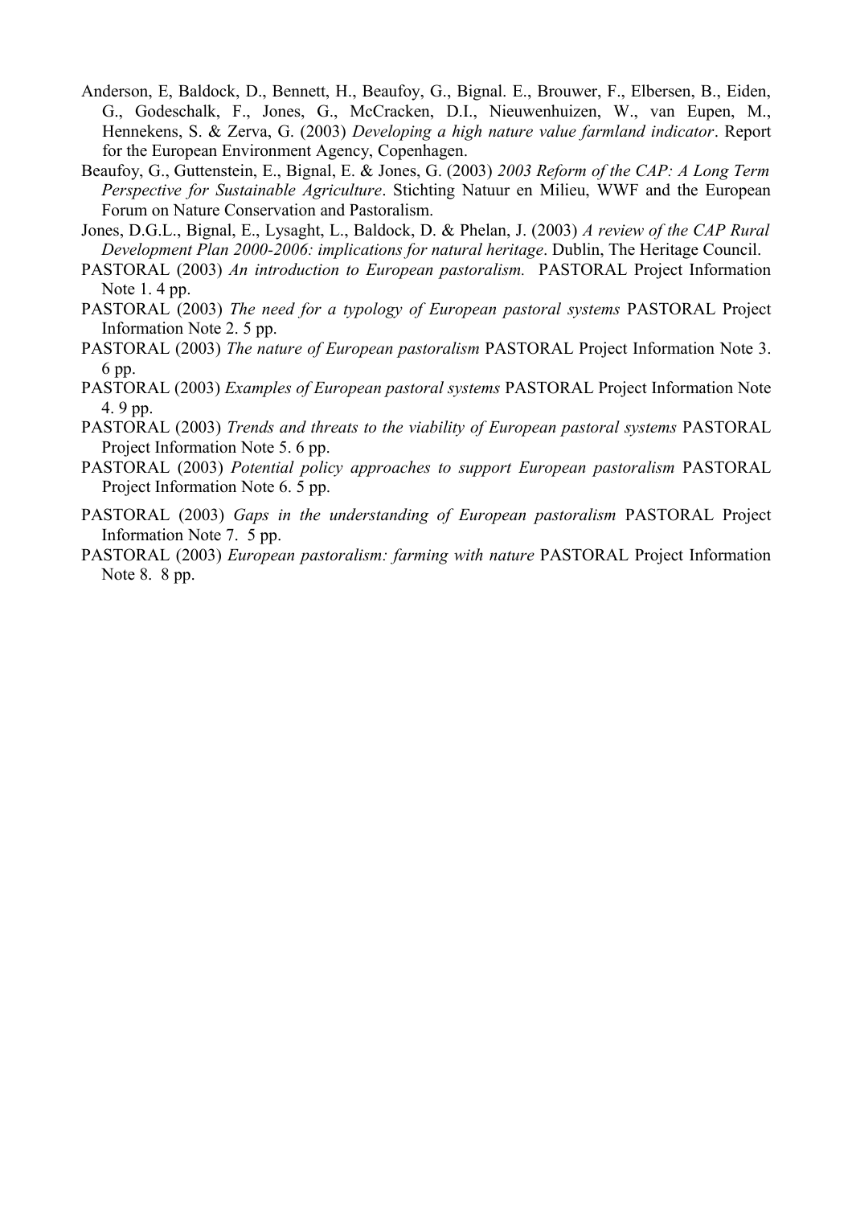Anderson, E, Baldock, D., Bennett, H., Beaufoy, G., Bignal. E., Brouwer, F., Elbersen, B., Eiden, G., Godeschalk, F., Jones, G., McCracken, D.I., Nieuwenhuizen, W., van Eupen, M., Hennekens, S. & Zerva, G. (2003) *Developing a high nature value farmland indicator*. Report for the European Environment Agency, Copenhagen.

Beaufoy, G., Guttenstein, E., Bignal, E. & Jones, G. (2003) *2003 Reform of the CAP: A Long Term Perspective for Sustainable Agriculture*. Stichting Natuur en Milieu, WWF and the European Forum on Nature Conservation and Pastoralism.

Jones, D.G.L., Bignal, E., Lysaght, L., Baldock, D. & Phelan, J. (2003) *A review of the CAP Rural Development Plan 2000-2006: implications for natural heritage*. Dublin, The Heritage Council.

PASTORAL (2003) *An introduction to European pastoralism.* PASTORAL Project Information Note 1. 4 pp.

PASTORAL (2003) *The need for a typology of European pastoral systems* PASTORAL Project Information Note 2. 5 pp.

PASTORAL (2003) *The nature of European pastoralism* PASTORAL Project Information Note 3. 6 pp.

PASTORAL (2003) *Examples of European pastoral systems* PASTORAL Project Information Note 4. 9 pp.

PASTORAL (2003) *Trends and threats to the viability of European pastoral systems* PASTORAL Project Information Note 5. 6 pp.

PASTORAL (2003) *Potential policy approaches to support European pastoralism* PASTORAL Project Information Note 6. 5 pp.

PASTORAL (2003) *Gaps in the understanding of European pastoralism* PASTORAL Project Information Note 7. 5 pp.

PASTORAL (2003) *European pastoralism: farming with nature* PASTORAL Project Information Note 8. 8 pp.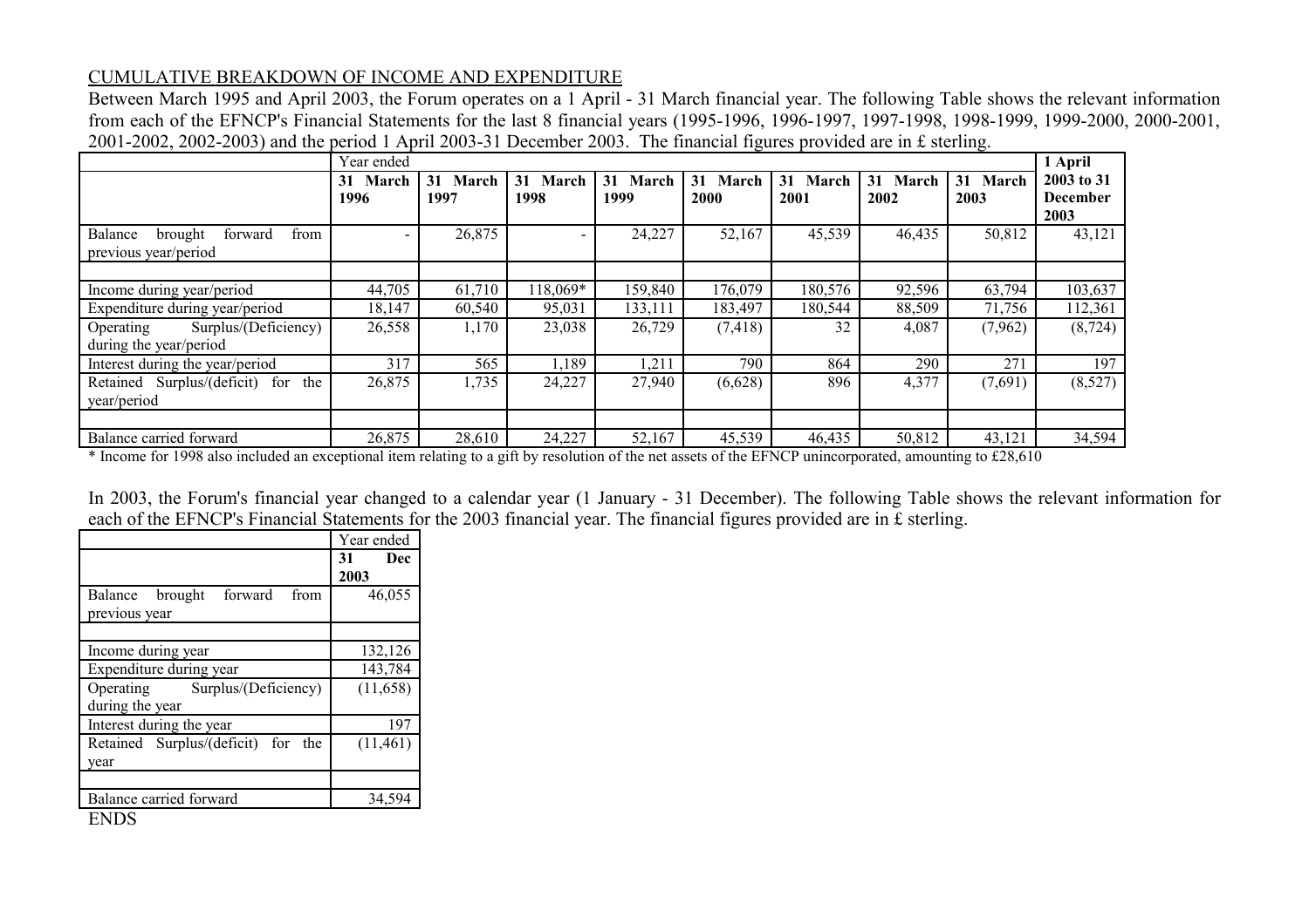CUMULATIVE BREAKDOWN OF INCOME AND EXPENDITURE

Between March 1995 and April 2003, the Forum operates on a 1 April - 31 March financial year. The following Table shows the relevant information from each of the EFNCP's Financial Statements for the last 8 financial years (1995-1996, 1996-1997, 1997-1998, 1998-1999, 1999-2000, 2000-2001, 2001-2002, 2002-2003) and the period 1 April 2003-31 December 2003. The financial figures provided are in £ sterling.

| | Year ended | | | | | | | | 1 April |
|---|---|---|---|---|---|---|---|---|---|
| | **31 March 1996** | **31 March 1997** | **31 March 1998** | **31 March 1999** | **31 March 2000** | **31 March 2001** | **31 March 2002** | **31 March 2003** | **2003 to 31 December 2003** |
| Balance brought forward from previous year/period | - | 26,875 | - | 24,227 | 52,167 | 45,539 | 46,435 | 50,812 | 43,121 |
| | | | | | | | | | |
| Income during year/period | 44,705 | 61,710 | 118,069* | 159,840 | 176,079 | 180,576 | 92,596 | 63,794 | 103,637 |
| Expenditure during year/period | 18,147 | 60,540 | 95,031 | 133,111 | 183,497 | 180,544 | 88,509 | 71,756 | 112,361 |
| Operating Surplus/(Deficiency) during the year/period | 26,558 | 1,170 | 23,038 | 26,729 | (7,418) | 32 | 4,087 | (7,962) | (8,724) |
| Interest during the year/period | 317 | 565 | 1,189 | 1,211 | 790 | 864 | 290 | 271 | 197 |
| Retained Surplus/(deficit) for the year/period | 26,875 | 1,735 | 24,227 | 27,940 | (6,628) | 896 | 4,377 | (7,691) | (8,527) |
| | | | | | | | | | |
| Balance carried forward | 26,875 | 28,610 | 24,227 | 52,167 | 45,539 | 46,435 | 50,812 | 43,121 | 34,594 |

\* Income for 1998 also included an exceptional item relating to a gift by resolution of the net assets of the EFNCP unincorporated, amounting to £28,610

In 2003, the Forum's financial year changed to a calendar year (1 January - 31 December). The following Table shows the relevant information for each of the EFNCP's Financial Statements for the 2003 financial year. The financial figures provided are in £ sterling.

| | Year ended |
|---|---|
| | **31 Dec 2003** |
| Balance brought forward from previous year | 46,055 |
| | |
| Income during year | 132,126 |
| Expenditure during year | 143,784 |
| Operating Surplus/(Deficiency) during the year | (11,658) |
| Interest during the year | 197 |
| Retained Surplus/(deficit) for the year | (11,461) |
| | |
| Balance carried forward | 34,594 |

ENDS